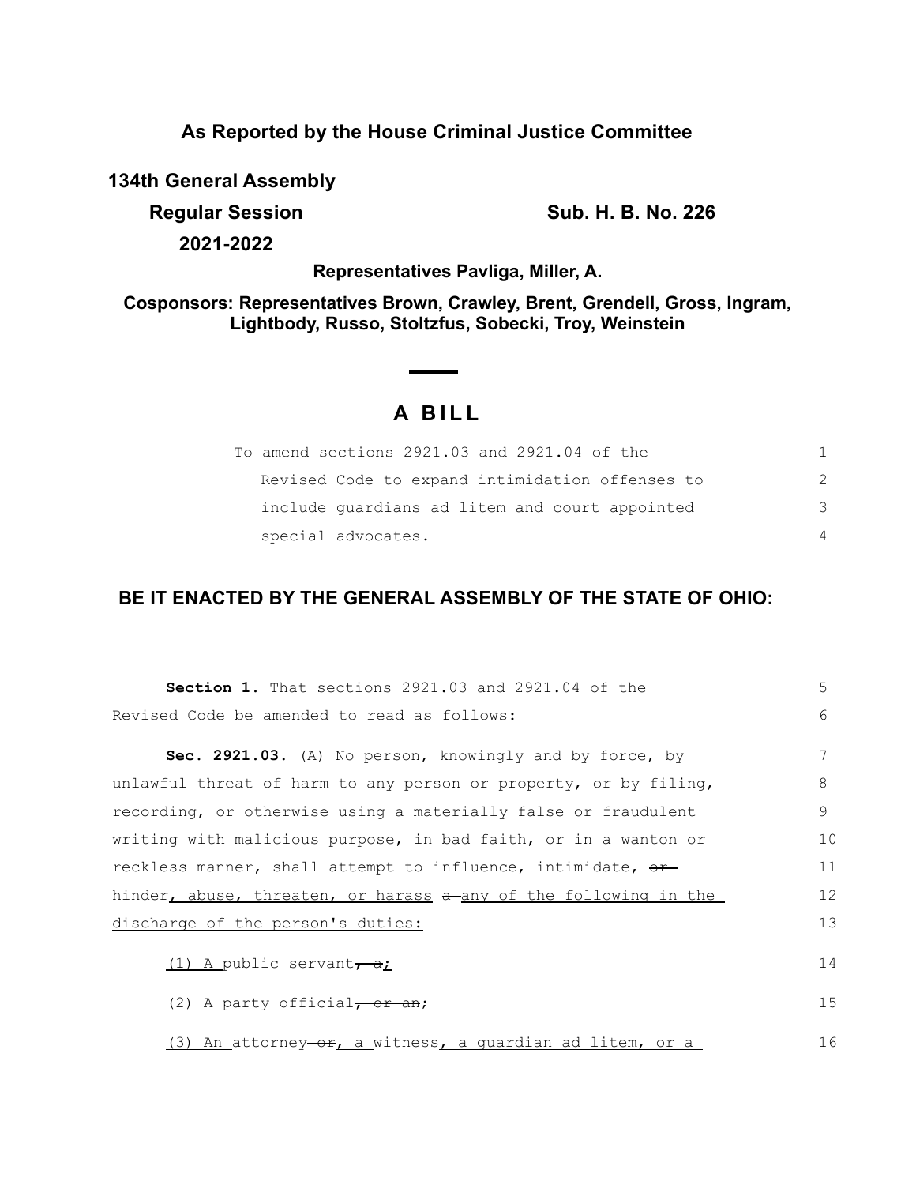**As Reported by the House Criminal Justice Committee**

**134th General Assembly**

**Regular Session** **Sub. H. B. No. 226**

**2021-2022**

**Representatives Pavliga, Miller, A.**

**Cosponsors: Representatives Brown, Crawley, Brent, Grendell, Gross, Ingram, Lightbody, Russo, Stoltzfus, Sobecki, Troy, Weinstein**

# A BILL

To amend sections 2921.03 and 2921.04 of the Revised Code to expand intimidation offenses to include guardians ad litem and court appointed special advocates.

**BE IT ENACTED BY THE GENERAL ASSEMBLY OF THE STATE OF OHIO:**

**Section 1.** That sections 2921.03 and 2921.04 of the Revised Code be amended to read as follows:

**Sec. 2921.03.** (A) No person, knowingly and by force, by unlawful threat of harm to any person or property, or by filing, recording, or otherwise using a materially false or fraudulent writing with malicious purpose, in bad faith, or in a wanton or reckless manner, shall attempt to influence, intimidate, ~~or~~ hinder, abuse, threaten, or harass ~~a~~ any of the following in the discharge of the person's duties:

(1) A public servant~~, a~~;

(2) A party official~~, or an~~;

(3) An attorney ~~or~~, a witness, a guardian ad litem, or a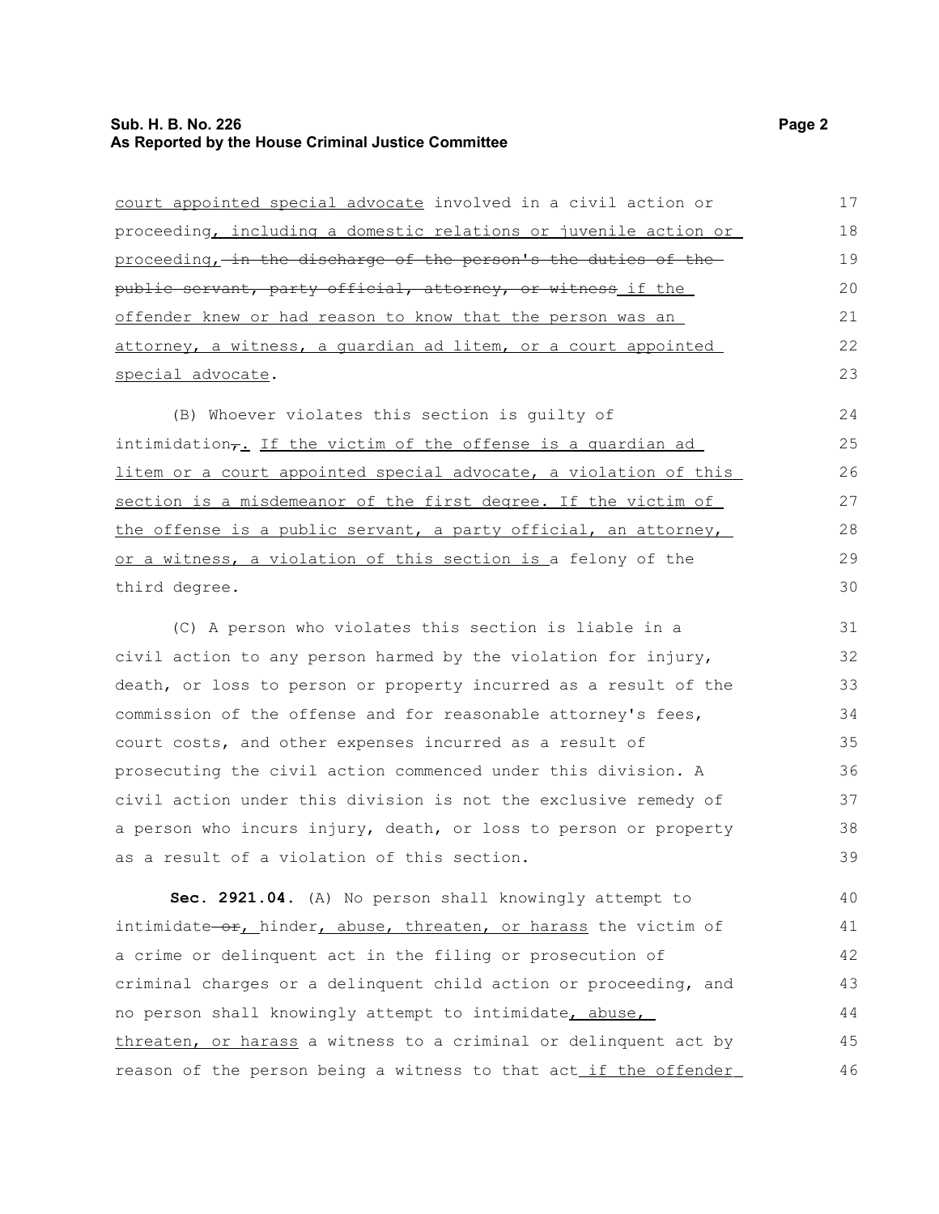court appointed special advocate involved in a civil action or proceeding, including a domestic relations or juvenile action or proceeding, in the discharge of the person's the duties of the public servant, party official, attorney, or witness if the offender knew or had reason to know that the person was an attorney, a witness, a guardian ad litem, or a court appointed special advocate.

(B) Whoever violates this section is guilty of intimidation,. If the victim of the offense is a guardian ad litem or a court appointed special advocate, a violation of this section is a misdemeanor of the first degree. If the victim of the offense is a public servant, a party official, an attorney, or a witness, a violation of this section is a felony of the third degree.

(C) A person who violates this section is liable in a civil action to any person harmed by the violation for injury, death, or loss to person or property incurred as a result of the commission of the offense and for reasonable attorney's fees, court costs, and other expenses incurred as a result of prosecuting the civil action commenced under this division. A civil action under this division is not the exclusive remedy of a person who incurs injury, death, or loss to person or property as a result of a violation of this section.

**Sec. 2921.04.** (A) No person shall knowingly attempt to intimidate or, hinder, abuse, threaten, or harass the victim of a crime or delinquent act in the filing or prosecution of criminal charges or a delinquent child action or proceeding, and no person shall knowingly attempt to intimidate, abuse, threaten, or harass a witness to a criminal or delinquent act by reason of the person being a witness to that act if the offender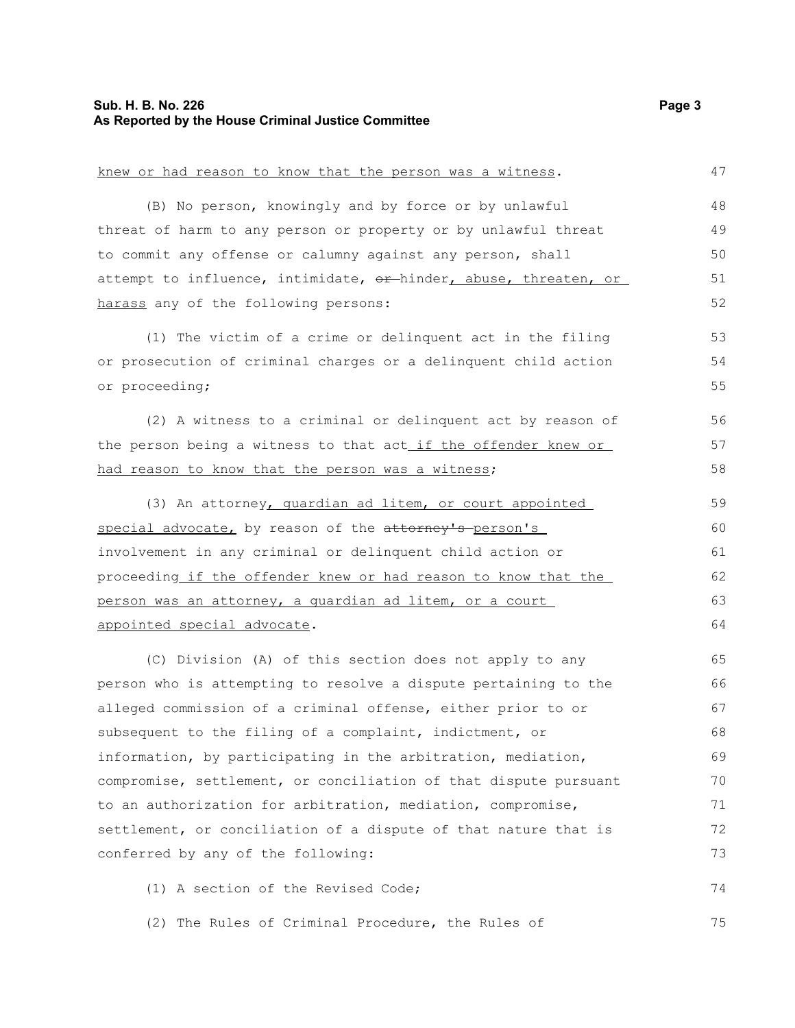knew or had reason to know that the person was a witness.

(B) No person, knowingly and by force or by unlawful threat of harm to any person or property or by unlawful threat to commit any offense or calumny against any person, shall attempt to influence, intimidate, ~~or~~ hinder, abuse, threaten, or harass any of the following persons:

(1) The victim of a crime or delinquent act in the filing or prosecution of criminal charges or a delinquent child action or proceeding;

(2) A witness to a criminal or delinquent act by reason of the person being a witness to that act if the offender knew or had reason to know that the person was a witness;

(3) An attorney, guardian ad litem, or court appointed special advocate, by reason of the ~~attorney's~~ person's involvement in any criminal or delinquent child action or proceeding if the offender knew or had reason to know that the person was an attorney, a guardian ad litem, or a court appointed special advocate.

(C) Division (A) of this section does not apply to any person who is attempting to resolve a dispute pertaining to the alleged commission of a criminal offense, either prior to or subsequent to the filing of a complaint, indictment, or information, by participating in the arbitration, mediation, compromise, settlement, or conciliation of that dispute pursuant to an authorization for arbitration, mediation, compromise, settlement, or conciliation of a dispute of that nature that is conferred by any of the following:

(1) A section of the Revised Code;

(2) The Rules of Criminal Procedure, the Rules of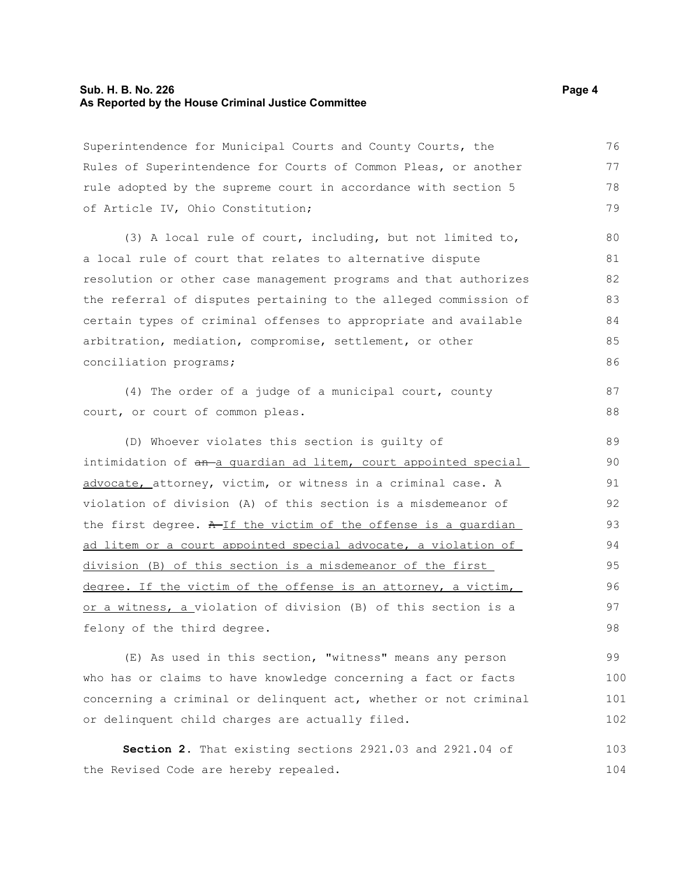Superintendence for Municipal Courts and County Courts, the Rules of Superintendence for Courts of Common Pleas, or another rule adopted by the supreme court in accordance with section 5 of Article IV, Ohio Constitution;

(3) A local rule of court, including, but not limited to, a local rule of court that relates to alternative dispute resolution or other case management programs and that authorizes the referral of disputes pertaining to the alleged commission of certain types of criminal offenses to appropriate and available arbitration, mediation, compromise, settlement, or other conciliation programs;

(4) The order of a judge of a municipal court, county court, or court of common pleas.

(D) Whoever violates this section is guilty of intimidation of ~~an~~ <u>a guardian ad litem, court appointed special advocate,</u> attorney, victim, or witness in a criminal case. A violation of division (A) of this section is a misdemeanor of the first degree. ~~A~~ <u>If the victim of the offense is a guardian ad litem or a court appointed special advocate, a violation of division (B) of this section is a misdemeanor of the first degree. If the victim of the offense is an attorney, a victim, or a witness, a</u> violation of division (B) of this section is a felony of the third degree.

(E) As used in this section, "witness" means any person who has or claims to have knowledge concerning a fact or facts concerning a criminal or delinquent act, whether or not criminal or delinquent child charges are actually filed.

**Section 2.** That existing sections 2921.03 and 2921.04 of the Revised Code are hereby repealed.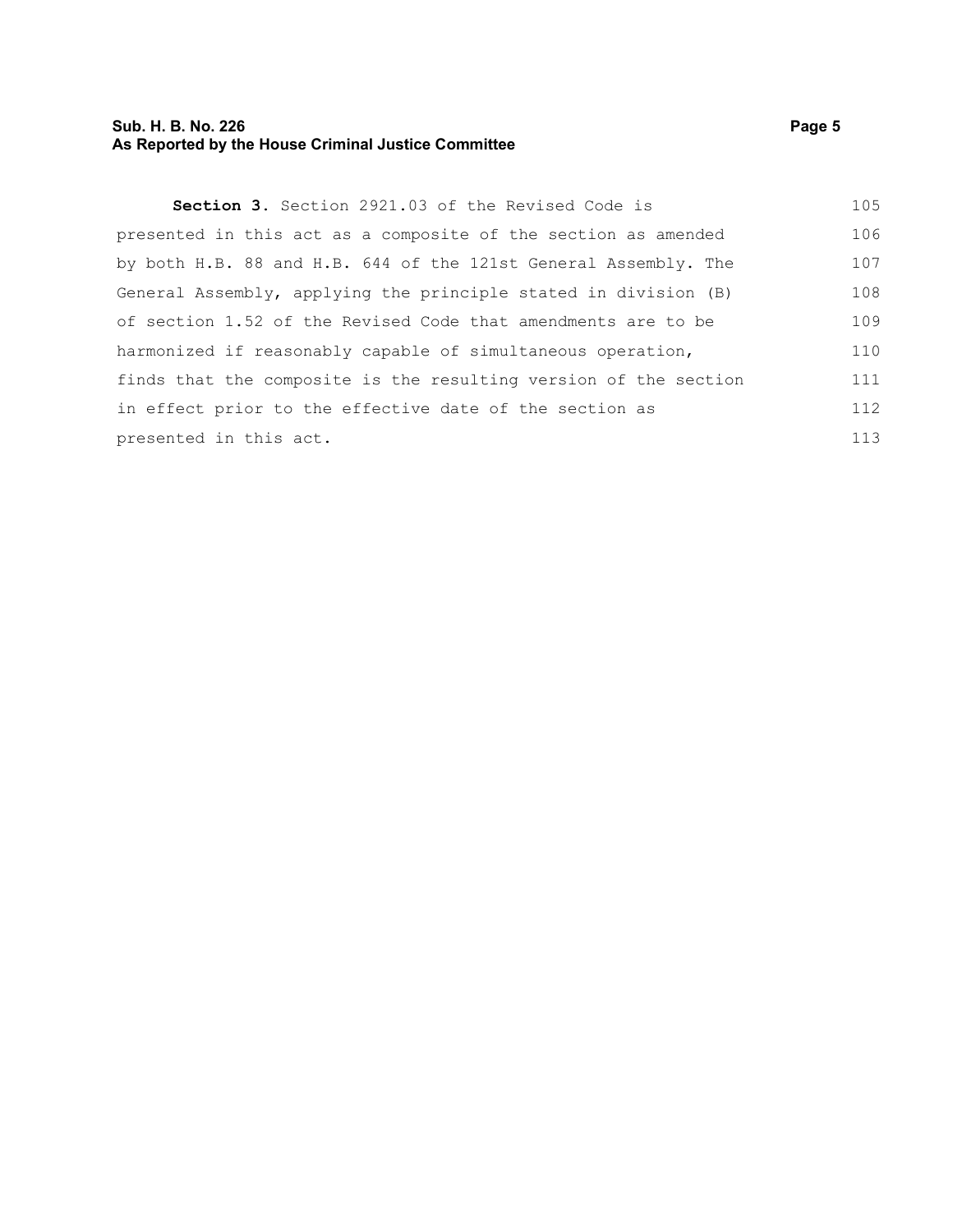**Section 3.** Section 2921.03 of the Revised Code is presented in this act as a composite of the section as amended by both H.B. 88 and H.B. 644 of the 121st General Assembly. The General Assembly, applying the principle stated in division (B) of section 1.52 of the Revised Code that amendments are to be harmonized if reasonably capable of simultaneous operation, finds that the composite is the resulting version of the section in effect prior to the effective date of the section as presented in this act.